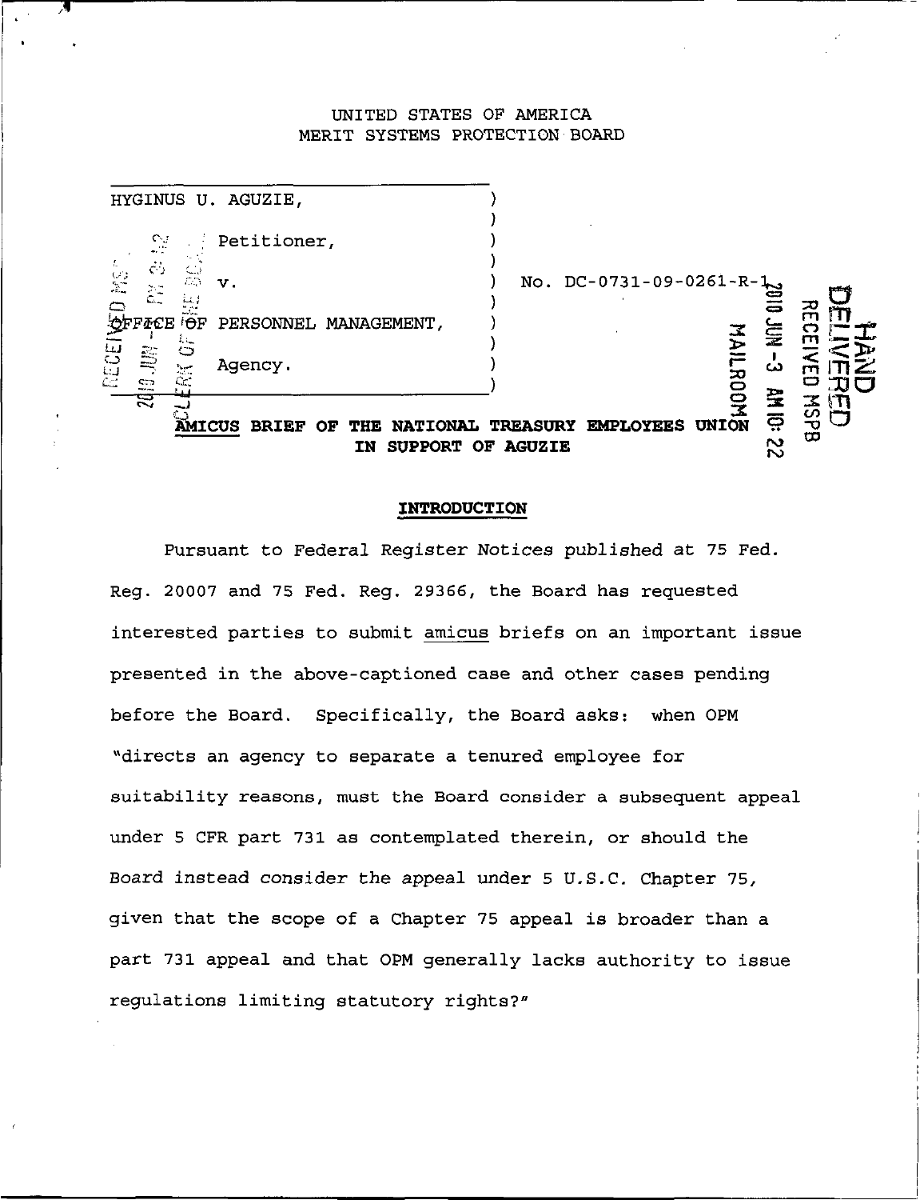UNITED STATES OF AMERICA
MERIT SYSTEMS PROTECTION BOARD

| | | |
|---|---|---|
| HYGINUS U. AGUZIE, | ) | |
| Petitioner, | ) | |
| v. | ) | No. DC-0731-09-0261-R-1 |
| OFFICE OF PERSONNEL MANAGEMENT, | ) | |
| Agency. | ) | |

**AMICUS BRIEF OF THE NATIONAL TREASURY EMPLOYEES UNION IN SUPPORT OF AGUZIE**

## INTRODUCTION

Pursuant to Federal Register Notices published at 75 Fed. Reg. 20007 and 75 Fed. Reg. 29366, the Board has requested interested parties to submit amicus briefs on an important issue presented in the above-captioned case and other cases pending before the Board. Specifically, the Board asks: when OPM "directs an agency to separate a tenured employee for suitability reasons, must the Board consider a subsequent appeal under 5 CFR part 731 as contemplated therein, or should the Board instead consider the appeal under 5 U.S.C. Chapter 75, given that the scope of a Chapter 75 appeal is broader than a part 731 appeal and that OPM generally lacks authority to issue regulations limiting statutory rights?"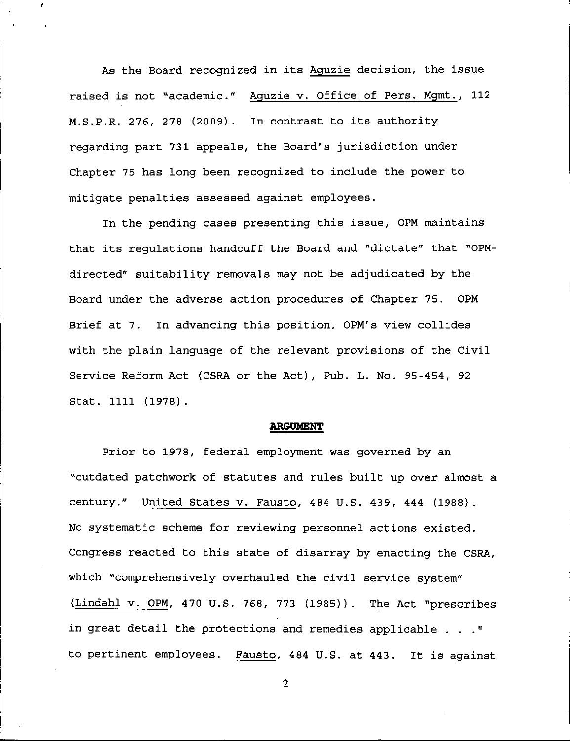As the Board recognized in its Aguzie decision, the issue raised is not "academic." Aguzie v. Office of Pers. Mgmt., 112 M.S.P.R. 276, 278 (2009). In contrast to its authority regarding part 731 appeals, the Board's jurisdiction under Chapter 75 has long been recognized to include the power to mitigate penalties assessed against employees.

In the pending cases presenting this issue, OPM maintains that its regulations handcuff the Board and "dictate" that "OPM-directed" suitability removals may not be adjudicated by the Board under the adverse action procedures of Chapter 75. OPM Brief at 7. In advancing this position, OPM's view collides with the plain language of the relevant provisions of the Civil Service Reform Act (CSRA or the Act), Pub. L. No. 95-454, 92 Stat. 1111 (1978).

## ARGUMENT

Prior to 1978, federal employment was governed by an "outdated patchwork of statutes and rules built up over almost a century." United States v. Fausto, 484 U.S. 439, 444 (1988). No systematic scheme for reviewing personnel actions existed. Congress reacted to this state of disarray by enacting the CSRA, which "comprehensively overhauled the civil service system" (Lindahl v. OPM, 470 U.S. 768, 773 (1985)). The Act "prescribes in great detail the protections and remedies applicable . . ." to pertinent employees. Fausto, 484 U.S. at 443. It is against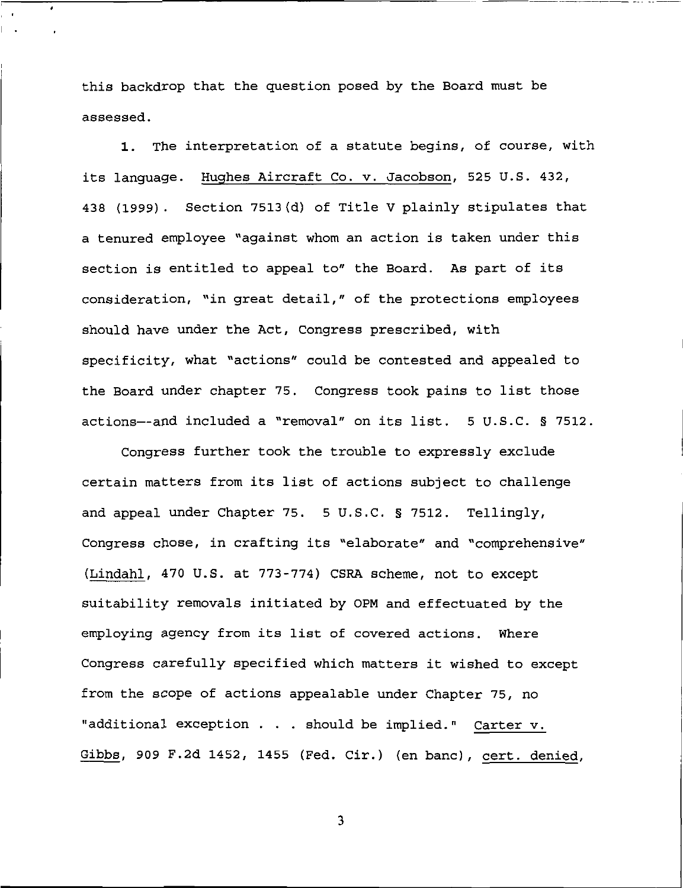this backdrop that the question posed by the Board must be assessed.

**1.** The interpretation of a statute begins, of course, with its language. Hughes Aircraft Co. v. Jacobson, 525 U.S. 432, 438 (1999). Section 7513(d) of Title V plainly stipulates that a tenured employee "against whom an action is taken under this section is entitled to appeal to" the Board. As part of its consideration, "in great detail," of the protections employees should have under the Act, Congress prescribed, with specificity, what "actions" could be contested and appealed to the Board under chapter 75. Congress took pains to list those actions--and included a "removal" on its list. 5 U.S.C. § 7512.

Congress further took the trouble to expressly exclude certain matters from its list of actions subject to challenge and appeal under Chapter 75. 5 U.S.C. § 7512. Tellingly, Congress chose, in crafting its "elaborate" and "comprehensive" (Lindahl, 470 U.S. at 773-774) CSRA scheme, not to except suitability removals initiated by OPM and effectuated by the employing agency from its list of covered actions. Where Congress carefully specified which matters it wished to except from the scope of actions appealable under Chapter 75, no "additional exception . . . should be implied." Carter v. Gibbs, 909 F.2d 1452, 1455 (Fed. Cir.) (en banc), cert. denied,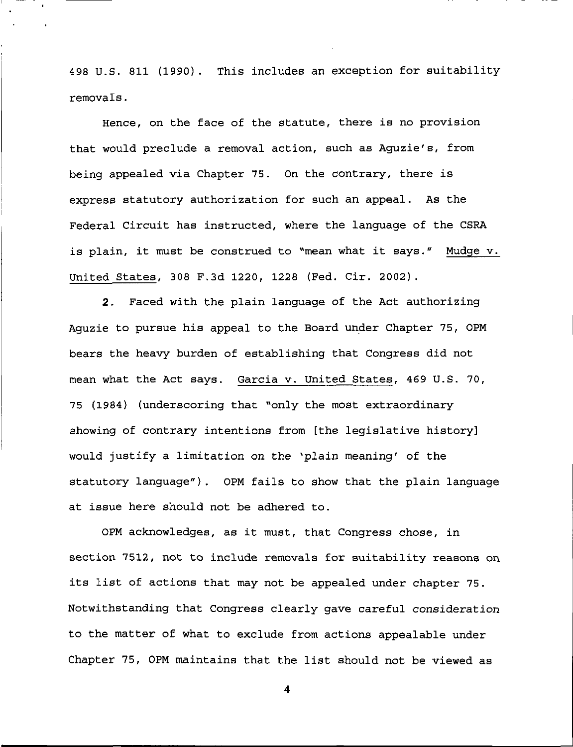498 U.S. 811 (1990). This includes an exception for suitability removals.

Hence, on the face of the statute, there is no provision that would preclude a removal action, such as Aguzie's, from being appealed via Chapter 75. On the contrary, there is express statutory authorization for such an appeal. As the Federal Circuit has instructed, where the language of the CSRA is plain, it must be construed to "mean what it says." Mudge v. United States, 308 F.3d 1220, 1228 (Fed. Cir. 2002).

**2.** Faced with the plain language of the Act authorizing Aguzie to pursue his appeal to the Board under Chapter 75, OPM bears the heavy burden of establishing that Congress did not mean what the Act says. Garcia v. United States, 469 U.S. 70, 75 (1984) (underscoring that "only the most extraordinary showing of contrary intentions from [the legislative history] would justify a limitation on the 'plain meaning' of the statutory language"). OPM fails to show that the plain language at issue here should not be adhered to.

OPM acknowledges, as it must, that Congress chose, in section 7512, not to include removals for suitability reasons on its list of actions that may not be appealed under chapter 75. Notwithstanding that Congress clearly gave careful consideration to the matter of what to exclude from actions appealable under Chapter 75, OPM maintains that the list should not be viewed as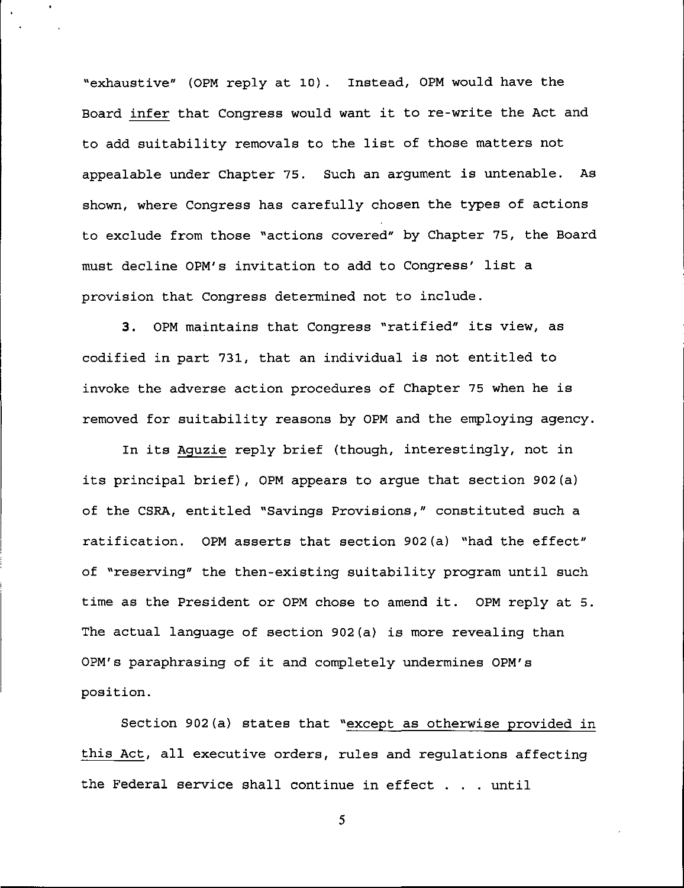"exhaustive" (OPM reply at 10). Instead, OPM would have the Board <u>infer</u> that Congress would want it to re-write the Act and to add suitability removals to the list of those matters not appealable under Chapter 75. Such an argument is untenable. As shown, where Congress has carefully chosen the types of actions to exclude from those "actions covered" by Chapter 75, the Board must decline OPM's invitation to add to Congress' list a provision that Congress determined not to include.

**3.** OPM maintains that Congress "ratified" its view, as codified in part 731, that an individual is not entitled to invoke the adverse action procedures of Chapter 75 when he is removed for suitability reasons by OPM and the employing agency.

In its <u>Aguzie</u> reply brief (though, interestingly, not in its principal brief), OPM appears to argue that section 902(a) of the CSRA, entitled "Savings Provisions," constituted such a ratification. OPM asserts that section 902(a) "had the effect" of "reserving" the then-existing suitability program until such time as the President or OPM chose to amend it. OPM reply at 5. The actual language of section 902(a) is more revealing than OPM's paraphrasing of it and completely undermines OPM's position.

Section 902(a) states that "<u>except as otherwise provided in this Act</u>, all executive orders, rules and regulations affecting the Federal service shall continue in effect . . . until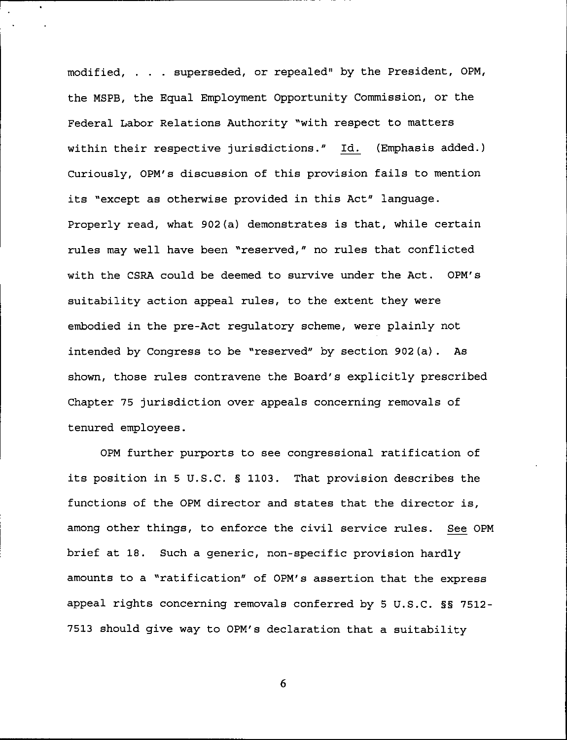modified, . . . superseded, or repealed" by the President, OPM, the MSPB, the Equal Employment Opportunity Commission, or the Federal Labor Relations Authority "with respect to matters within their respective jurisdictions." Id. (Emphasis added.) Curiously, OPM's discussion of this provision fails to mention its "except as otherwise provided in this Act" language. Properly read, what 902(a) demonstrates is that, while certain rules may well have been "reserved," no rules that conflicted with the CSRA could be deemed to survive under the Act. OPM's suitability action appeal rules, to the extent they were embodied in the pre-Act regulatory scheme, were plainly not intended by Congress to be "reserved" by section 902(a). As shown, those rules contravene the Board's explicitly prescribed Chapter 75 jurisdiction over appeals concerning removals of tenured employees.

OPM further purports to see congressional ratification of its position in 5 U.S.C. § 1103. That provision describes the functions of the OPM director and states that the director is, among other things, to enforce the civil service rules. See OPM brief at 18. Such a generic, non-specific provision hardly amounts to a "ratification" of OPM's assertion that the express appeal rights concerning removals conferred by 5 U.S.C. §§ 7512-7513 should give way to OPM's declaration that a suitability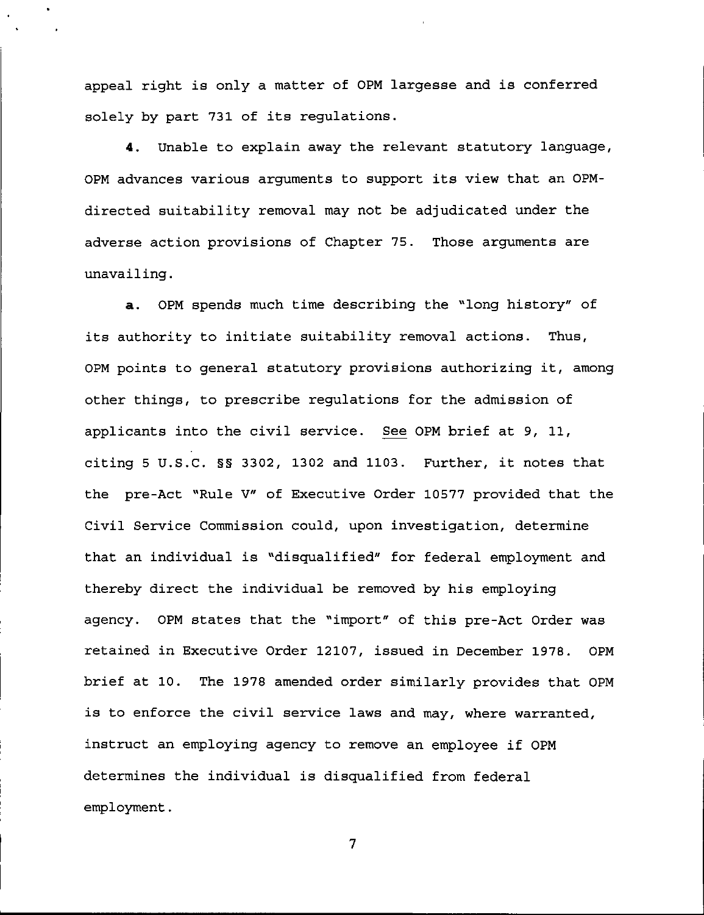appeal right is only a matter of OPM largesse and is conferred solely by part 731 of its regulations.

**4.** Unable to explain away the relevant statutory language, OPM advances various arguments to support its view that an OPM-directed suitability removal may not be adjudicated under the adverse action provisions of Chapter 75. Those arguments are unavailing.

**a.** OPM spends much time describing the "long history" of its authority to initiate suitability removal actions. Thus, OPM points to general statutory provisions authorizing it, among other things, to prescribe regulations for the admission of applicants into the civil service. See OPM brief at 9, 11, citing 5 U.S.C. §§ 3302, 1302 and 1103. Further, it notes that the pre-Act "Rule V" of Executive Order 10577 provided that the Civil Service Commission could, upon investigation, determine that an individual is "disqualified" for federal employment and thereby direct the individual be removed by his employing agency. OPM states that the "import" of this pre-Act Order was retained in Executive Order 12107, issued in December 1978. OPM brief at 10. The 1978 amended order similarly provides that OPM is to enforce the civil service laws and may, where warranted, instruct an employing agency to remove an employee if OPM determines the individual is disqualified from federal employment.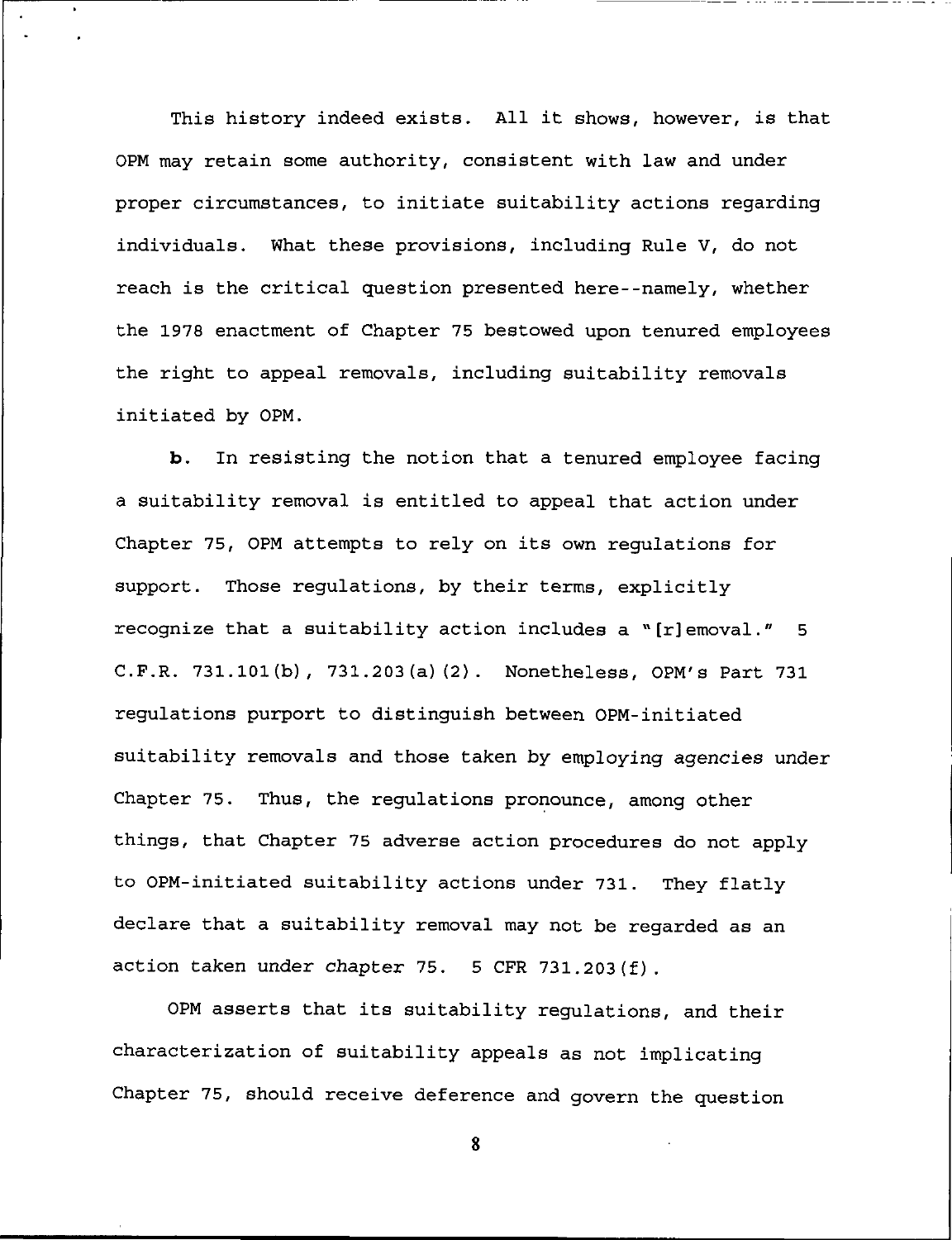This history indeed exists. All it shows, however, is that OPM may retain some authority, consistent with law and under proper circumstances, to initiate suitability actions regarding individuals. What these provisions, including Rule V, do not reach is the critical question presented here--namely, whether the 1978 enactment of Chapter 75 bestowed upon tenured employees the right to appeal removals, including suitability removals initiated by OPM.

**b.** In resisting the notion that a tenured employee facing a suitability removal is entitled to appeal that action under Chapter 75, OPM attempts to rely on its own regulations for support. Those regulations, by their terms, explicitly recognize that a suitability action includes a "[r]emoval." 5 C.F.R. 731.101(b), 731.203(a)(2). Nonetheless, OPM's Part 731 regulations purport to distinguish between OPM-initiated suitability removals and those taken by employing *agencies* under Chapter 75. Thus, the regulations pronounce, among other things, that Chapter 75 adverse action procedures do not apply to OPM-initiated suitability actions under 731. They flatly declare that a suitability removal may not be regarded as an action taken under *chapter* 75. 5 CFR 731.203(f).

OPM asserts that its suitability regulations, and their characterization of suitability appeals as not implicating Chapter 75, should receive deference and govern the question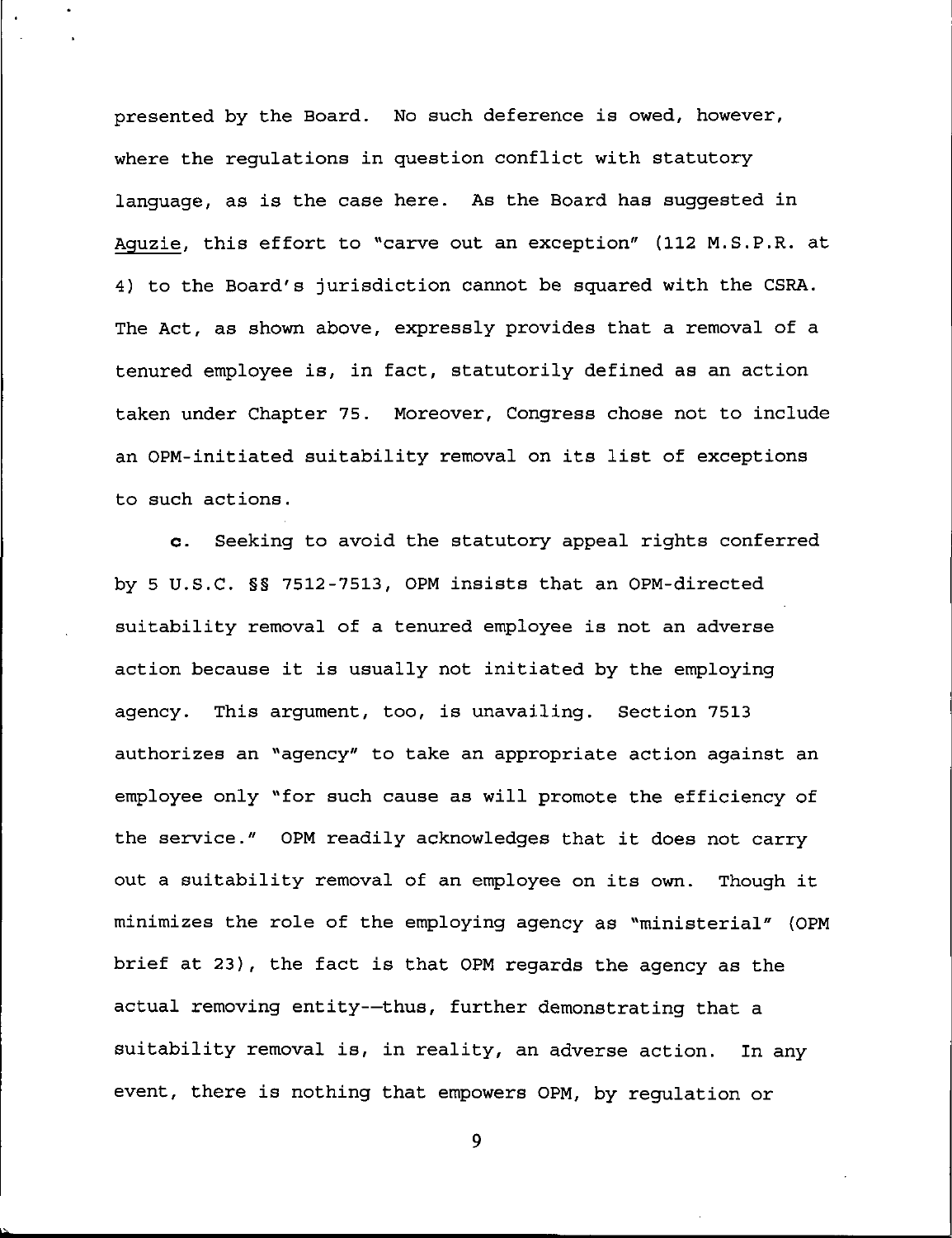presented by the Board. No such deference is owed, however, where the regulations in question conflict with statutory language, as is the case here. As the Board has suggested in Aguzie, this effort to "carve out an exception" (112 M.S.P.R. at 4) to the Board's jurisdiction cannot be squared with the CSRA. The Act, as shown above, expressly provides that a removal of a tenured employee is, in fact, statutorily defined as an action taken under Chapter 75. Moreover, Congress chose not to include an OPM-initiated suitability removal on its list of exceptions to such actions.

**c.** Seeking to avoid the statutory appeal rights conferred by 5 U.S.C. §§ 7512-7513, OPM insists that an OPM-directed suitability removal of a tenured employee is not an adverse action because it is usually not initiated by the employing agency. This argument, too, is unavailing. Section 7513 authorizes an "agency" to take an appropriate action against an employee only "for such cause as will promote the efficiency of the service." OPM readily acknowledges that it does not carry out a suitability removal of an employee on its own. Though it minimizes the role of the employing agency as "ministerial" (OPM brief at 23), the fact is that OPM regards the agency as the actual removing entity--thus, further demonstrating that a suitability removal is, in reality, an adverse action. In any event, there is nothing that empowers OPM, by regulation or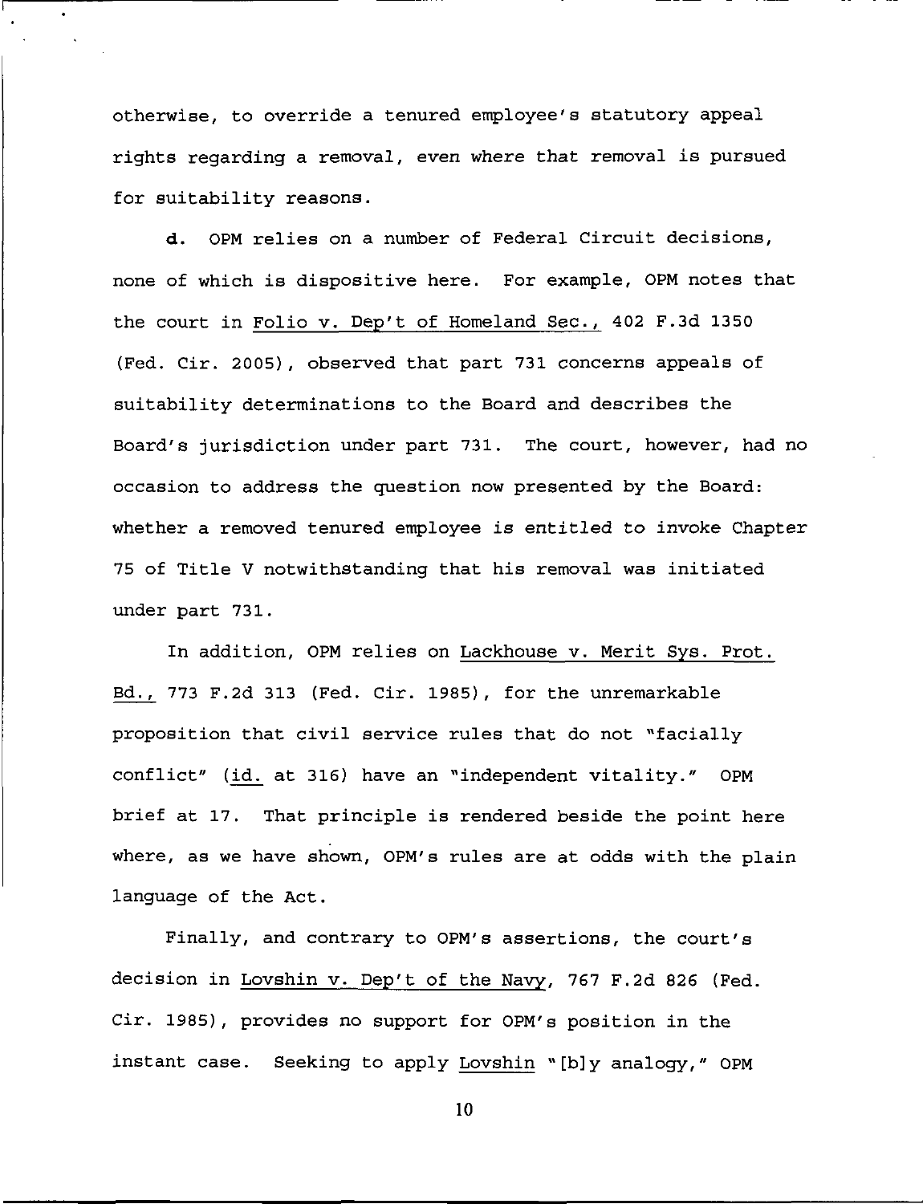otherwise, to override a tenured employee's statutory appeal rights regarding a removal, even where that removal is pursued for suitability reasons.

**d.** OPM relies on a number of Federal Circuit decisions, none of which is dispositive here. For example, OPM notes that the court in Folio v. Dep't of Homeland Sec., 402 F.3d 1350 (Fed. Cir. 2005), observed that part 731 concerns appeals of suitability determinations to the Board and describes the Board's jurisdiction under part 731. The court, however, had no occasion to address the question now presented by the Board: whether a removed tenured employee is entitled to invoke Chapter 75 of Title V notwithstanding that his removal was initiated under part 731.

In addition, OPM relies on Lackhouse v. Merit Sys. Prot. Bd., 773 F.2d 313 (Fed. Cir. 1985), for the unremarkable proposition that civil service rules that do not "facially conflict" (id. at 316) have an "independent vitality." OPM brief at 17. That principle is rendered beside the point here where, as we have shown, OPM's rules are at odds with the plain language of the Act.

Finally, and contrary to OPM's assertions, the court's decision in Lovshin v. Dep't of the Navy, 767 F.2d 826 (Fed. Cir. 1985), provides no support for OPM's position in the instant case. Seeking to apply Lovshin "[b]y analogy," OPM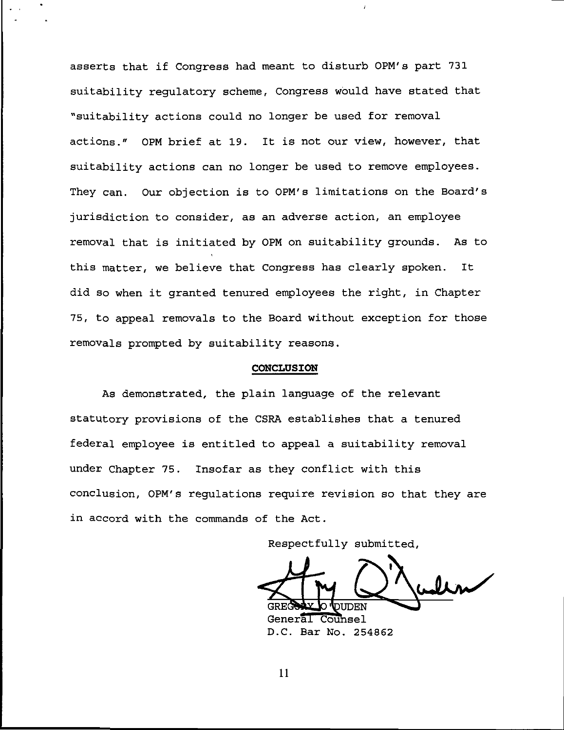asserts that if Congress had meant to disturb OPM's part 731 suitability regulatory scheme, Congress would have stated that "suitability actions could no longer be used for removal actions." OPM brief at 19. It is not our view, however, that suitability actions can no longer be used to remove employees. They can. Our objection is to OPM's limitations on the Board's jurisdiction to consider, as an adverse action, an employee removal that is initiated by OPM on suitability grounds. As to this matter, we believe that Congress has clearly spoken. It did so when it granted tenured employees the right, in Chapter 75, to appeal removals to the Board without exception for those removals prompted by suitability reasons.

**CONCLUSION**

As demonstrated, the plain language of the relevant statutory provisions of the CSRA establishes that a tenured federal employee is entitled to appeal a suitability removal under Chapter 75. Insofar as they conflict with this conclusion, OPM's regulations require revision so that they are in accord with the commands of the Act.

Respectfully submitted,

GREGORY O'DUDEN
General Counsel
D.C. Bar No. 254862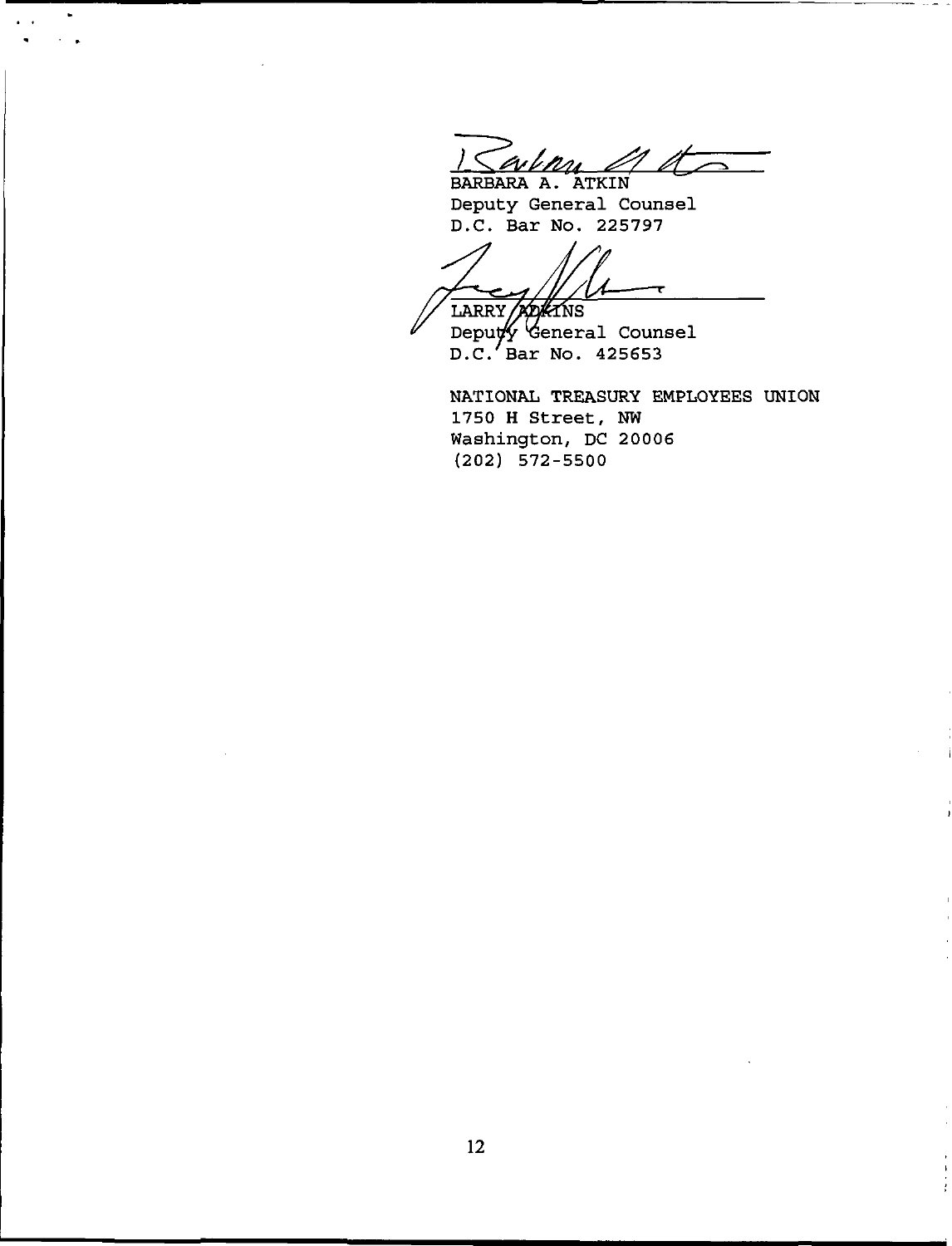BARBARA A. ATKIN
Deputy General Counsel
D.C. Bar No. 225797

LARRY ADKINS
Deputy General Counsel
D.C. Bar No. 425653

NATIONAL TREASURY EMPLOYEES UNION
1750 H Street, NW
Washington, DC 20006
(202) 572-5500